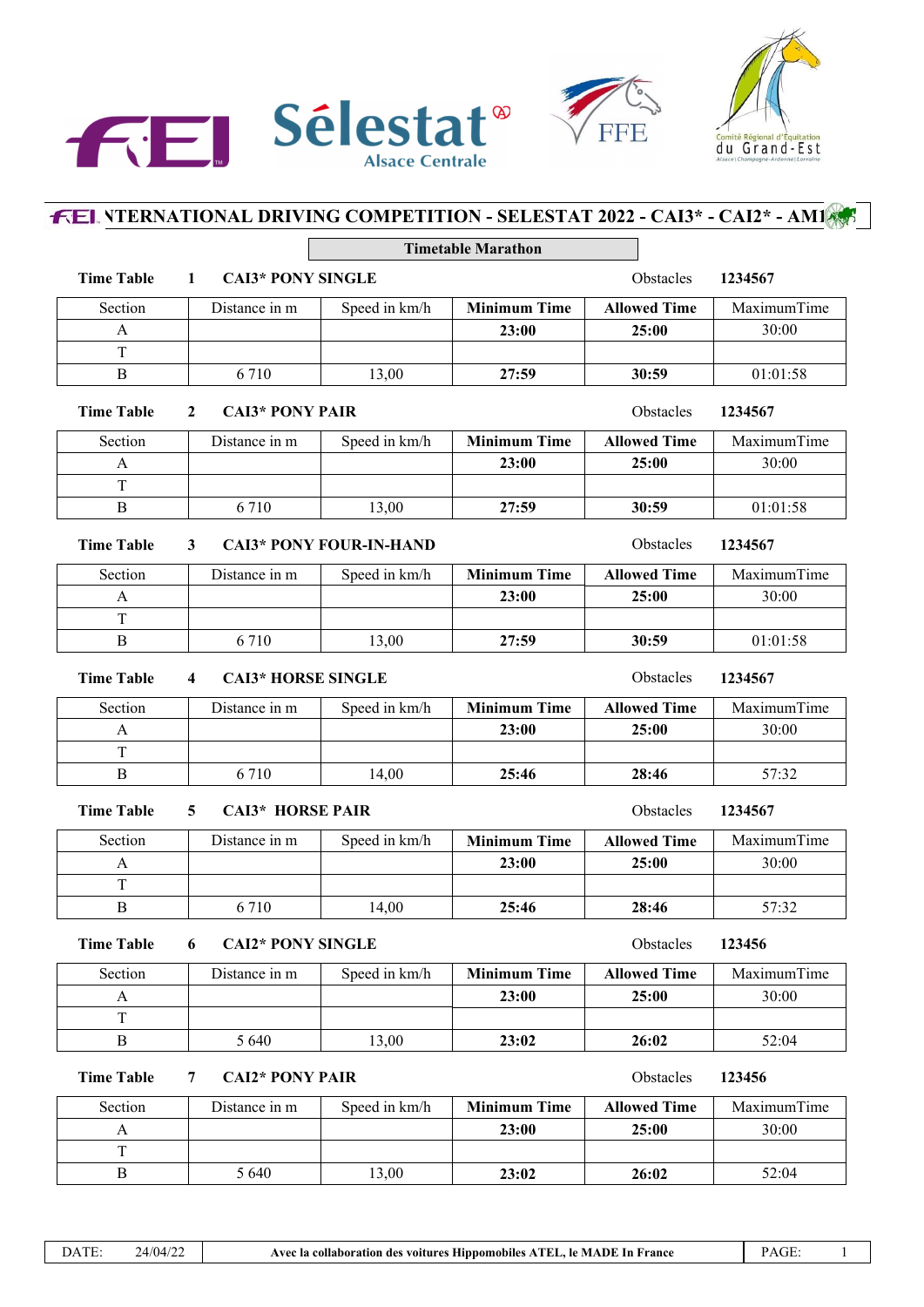# INTERNATIONAL DRIVING COMPETITION - SELESTAT 2022 - CAI3* - CAI2* - AM1

## Timetable Marathon

**Time Table 1 CAI3* PONY SINGLE** Obstacles **1234567**

| Section | Distance in m | Speed in km/h | **Minimum Time** | **Allowed Time** | MaximumTime |
|---|---|---|---|---|---|
| A | | | **23:00** | **25:00** | 30:00 |
| T | | | | | |
| B | 6 710 | 13,00 | **27:59** | **30:59** | 01:01:58 |

**Time Table 2 CAI3* PONY PAIR** Obstacles **1234567**

| Section | Distance in m | Speed in km/h | **Minimum Time** | **Allowed Time** | MaximumTime |
|---|---|---|---|---|---|
| A | | | **23:00** | **25:00** | 30:00 |
| T | | | | | |
| B | 6 710 | 13,00 | **27:59** | **30:59** | 01:01:58 |

**Time Table 3 CAI3* PONY FOUR-IN-HAND** Obstacles **1234567**

| Section | Distance in m | Speed in km/h | **Minimum Time** | **Allowed Time** | MaximumTime |
|---|---|---|---|---|---|
| A | | | **23:00** | **25:00** | 30:00 |
| T | | | | | |
| B | 6 710 | 13,00 | **27:59** | **30:59** | 01:01:58 |

**Time Table 4 CAI3* HORSE SINGLE** Obstacles **1234567**

| Section | Distance in m | Speed in km/h | **Minimum Time** | **Allowed Time** | MaximumTime |
|---|---|---|---|---|---|
| A | | | **23:00** | **25:00** | 30:00 |
| T | | | | | |
| B | 6 710 | 14,00 | **25:46** | **28:46** | 57:32 |

**Time Table 5 CAI3* HORSE PAIR** Obstacles **1234567**

| Section | Distance in m | Speed in km/h | **Minimum Time** | **Allowed Time** | MaximumTime |
|---|---|---|---|---|---|
| A | | | **23:00** | **25:00** | 30:00 |
| T | | | | | |
| B | 6 710 | 14,00 | **25:46** | **28:46** | 57:32 |

**Time Table 6 CAI2* PONY SINGLE** Obstacles **123456**

| Section | Distance in m | Speed in km/h | **Minimum Time** | **Allowed Time** | MaximumTime |
|---|---|---|---|---|---|
| A | | | **23:00** | **25:00** | 30:00 |
| T | | | | | |
| B | 5 640 | 13,00 | **23:02** | **26:02** | 52:04 |

**Time Table 7 CAI2* PONY PAIR** Obstacles **123456**

| Section | Distance in m | Speed in km/h | **Minimum Time** | **Allowed Time** | MaximumTime |
|---|---|---|---|---|---|
| A | | | **23:00** | **25:00** | 30:00 |
| T | | | | | |
| B | 5 640 | 13,00 | **23:02** | **26:02** | 52:04 |

DATE: 24/04/22 — **Avec la collaboration des voitures Hippomobiles ATEL, le MADE In France**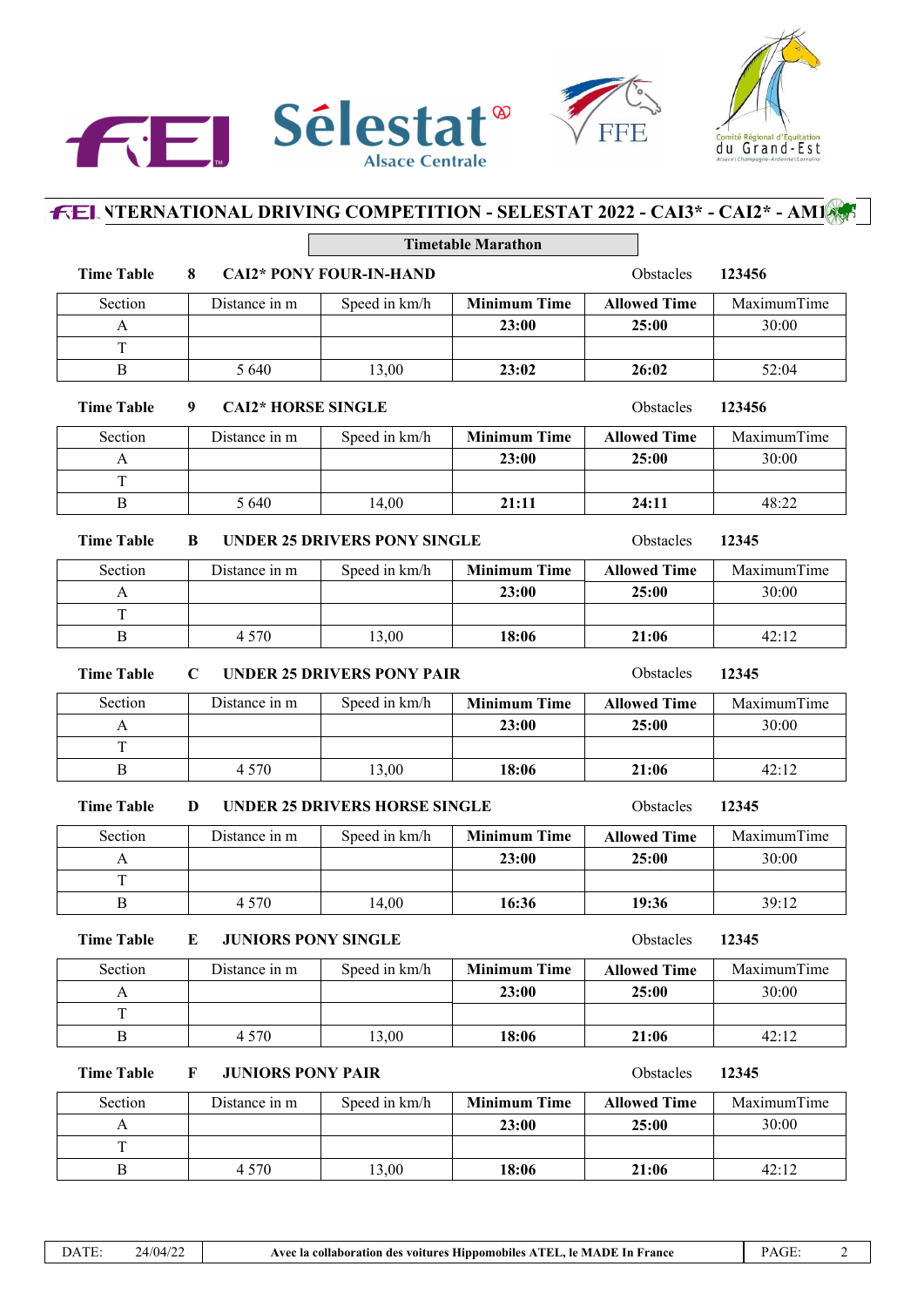# INTERNATIONAL DRIVING COMPETITION - SELESTAT 2022 - CAI3* - CAI2* - AM1

## Timetable Marathon

**Time Table 8 CAI2\* PONY FOUR-IN-HAND** Obstacles **123456**

| Section | Distance in m | Speed in km/h | Minimum Time | Allowed Time | MaximumTime |
|---|---|---|---|---|---|
| A | | | **23:00** | **25:00** | 30:00 |
| T | | | | | |
| B | 5 640 | 13,00 | **23:02** | **26:02** | 52:04 |

**Time Table 9 CAI2\* HORSE SINGLE** Obstacles **123456**

| Section | Distance in m | Speed in km/h | Minimum Time | Allowed Time | MaximumTime |
|---|---|---|---|---|---|
| A | | | **23:00** | **25:00** | 30:00 |
| T | | | | | |
| B | 5 640 | 14,00 | **21:11** | **24:11** | 48:22 |

**Time Table B UNDER 25 DRIVERS PONY SINGLE** Obstacles **12345**

| Section | Distance in m | Speed in km/h | Minimum Time | Allowed Time | MaximumTime |
|---|---|---|---|---|---|
| A | | | **23:00** | **25:00** | 30:00 |
| T | | | | | |
| B | 4 570 | 13,00 | **18:06** | **21:06** | 42:12 |

**Time Table C UNDER 25 DRIVERS PONY PAIR** Obstacles **12345**

| Section | Distance in m | Speed in km/h | Minimum Time | Allowed Time | MaximumTime |
|---|---|---|---|---|---|
| A | | | **23:00** | **25:00** | 30:00 |
| T | | | | | |
| B | 4 570 | 13,00 | **18:06** | **21:06** | 42:12 |

**Time Table D UNDER 25 DRIVERS HORSE SINGLE** Obstacles **12345**

| Section | Distance in m | Speed in km/h | Minimum Time | Allowed Time | MaximumTime |
|---|---|---|---|---|---|
| A | | | **23:00** | **25:00** | 30:00 |
| T | | | | | |
| B | 4 570 | 14,00 | **16:36** | **19:36** | 39:12 |

**Time Table E JUNIORS PONY SINGLE** Obstacles **12345**

| Section | Distance in m | Speed in km/h | Minimum Time | Allowed Time | MaximumTime |
|---|---|---|---|---|---|
| A | | | **23:00** | **25:00** | 30:00 |
| T | | | | | |
| B | 4 570 | 13,00 | **18:06** | **21:06** | 42:12 |

**Time Table F JUNIORS PONY PAIR** Obstacles **12345**

| Section | Distance in m | Speed in km/h | Minimum Time | Allowed Time | MaximumTime |
|---|---|---|---|---|---|
| A | | | **23:00** | **25:00** | 30:00 |
| T | | | | | |
| B | 4 570 | 13,00 | **18:06** | **21:06** | 42:12 |

DATE: 24/04/22 — **Avec la collaboration des voitures Hippomobiles ATEL, le MADE In France**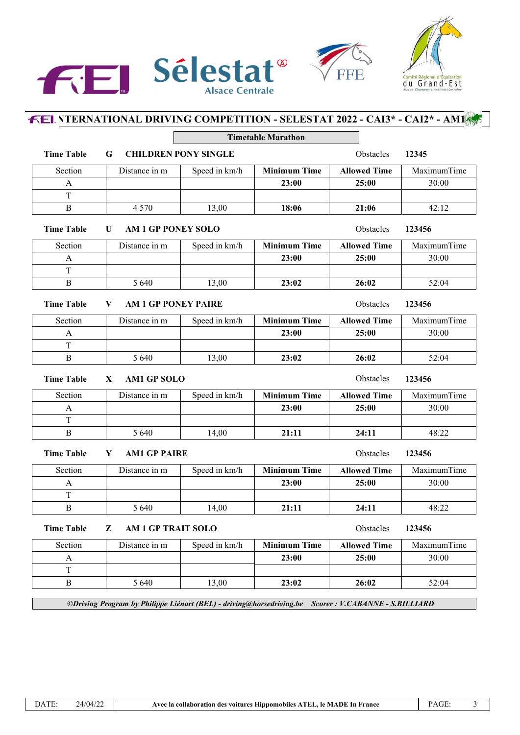## INTERNATIONAL DRIVING COMPETITION - SELESTAT 2022 - CAI3* - CAI2* - AM1

### Timetable Marathon

**Time Table G CHILDREN PONY SINGLE** — Obstacles **12345**

| Section | Distance in m | Speed in km/h | Minimum Time | Allowed Time | MaximumTime |
|---|---|---|---|---|---|
| A | | | **23:00** | **25:00** | 30:00 |
| T | | | | | |
| B | 4 570 | 13,00 | **18:06** | **21:06** | 42:12 |

**Time Table U AM 1 GP PONEY SOLO** — Obstacles **123456**

| Section | Distance in m | Speed in km/h | Minimum Time | Allowed Time | MaximumTime |
|---|---|---|---|---|---|
| A | | | **23:00** | **25:00** | 30:00 |
| T | | | | | |
| B | 5 640 | 13,00 | **23:02** | **26:02** | 52:04 |

**Time Table V AM 1 GP PONEY PAIRE** — Obstacles **123456**

| Section | Distance in m | Speed in km/h | Minimum Time | Allowed Time | MaximumTime |
|---|---|---|---|---|---|
| A | | | **23:00** | **25:00** | 30:00 |
| T | | | | | |
| B | 5 640 | 13,00 | **23:02** | **26:02** | 52:04 |

**Time Table X AM1 GP SOLO** — Obstacles **123456**

| Section | Distance in m | Speed in km/h | Minimum Time | Allowed Time | MaximumTime |
|---|---|---|---|---|---|
| A | | | **23:00** | **25:00** | 30:00 |
| T | | | | | |
| B | 5 640 | 14,00 | **21:11** | **24:11** | 48:22 |

**Time Table Y AM1 GP PAIRE** — Obstacles **123456**

| Section | Distance in m | Speed in km/h | Minimum Time | Allowed Time | MaximumTime |
|---|---|---|---|---|---|
| A | | | **23:00** | **25:00** | 30:00 |
| T | | | | | |
| B | 5 640 | 14,00 | **21:11** | **24:11** | 48:22 |

**Time Table Z AM 1 GP TRAIT SOLO** — Obstacles **123456**

| Section | Distance in m | Speed in km/h | Minimum Time | Allowed Time | MaximumTime |
|---|---|---|---|---|---|
| A | | | **23:00** | **25:00** | 30:00 |
| T | | | | | |
| B | 5 640 | 13,00 | **23:02** | **26:02** | 52:04 |

***©Driving Program by Philippe Liénart (BEL) - driving@horsedriving.be Scorer : V.CABANNE - S.BILLIARD***

DATE: 24/04/22 — **Avec la collaboration des voitures Hippomobiles ATEL, le MADE In France**